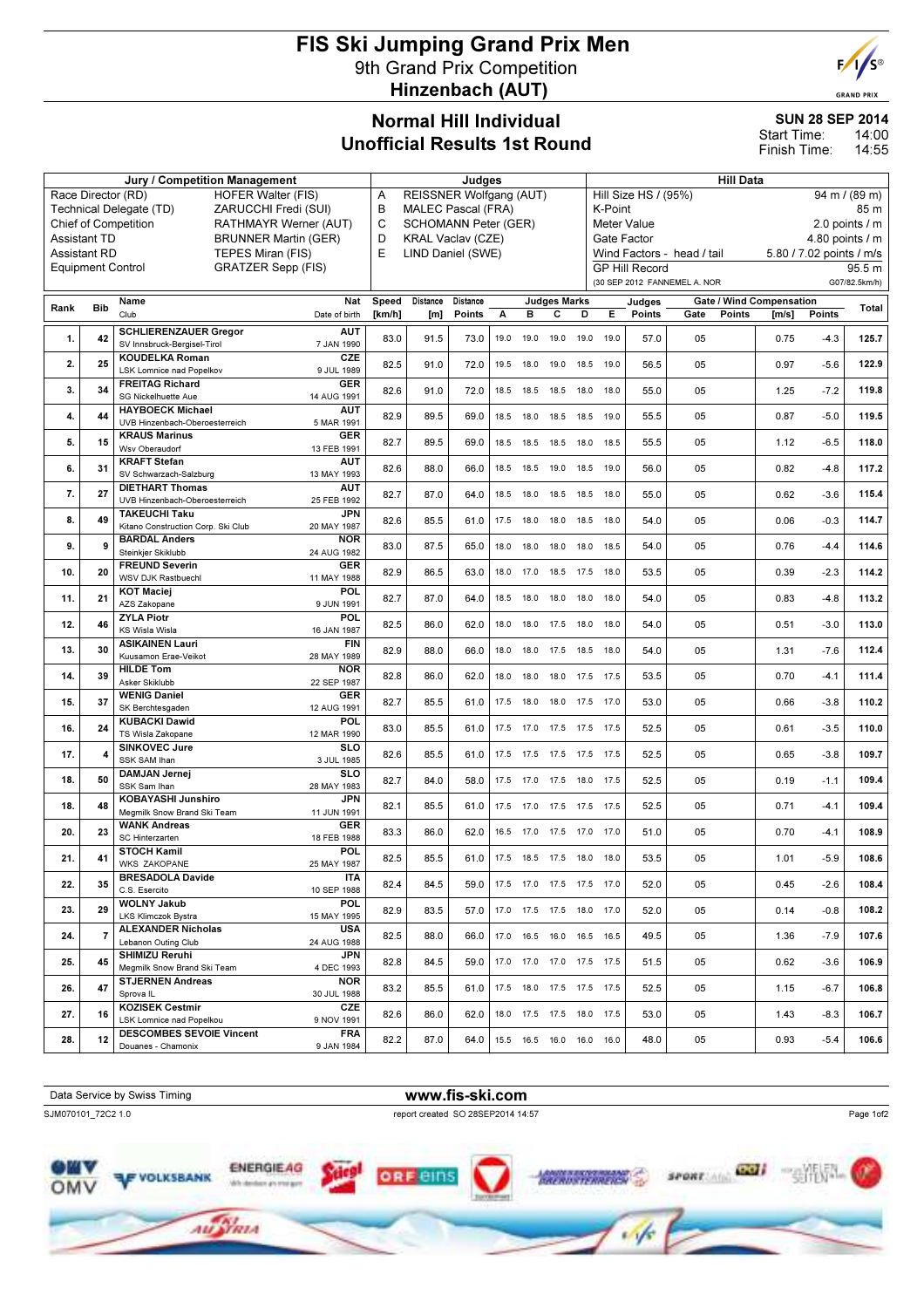# FIS Ski Jumping Grand Prix Men

## 9th Grand Prix Competition

## Hinzenbach (AUT)

## Normal Hill Individual
## Unofficial Results 1st Round

**SUN 28 SEP 2014**
Start Time: 14:00
Finish Time: 14:55

| Jury / Competition Management | | Judges | | Hill Data | |
|---|---|---|---|---|---|
| Race Director (RD) | HOFER Walter (FIS) | A | REISSNER Wolfgang (AUT) | Hill Size HS / (95%) | 94 m / (89 m) |
| Technical Delegate (TD) | ZARUCCHI Fredi (SUI) | B | MALEC Pascal (FRA) | K-Point | 85 m |
| Chief of Competition | RATHMAYR Werner (AUT) | C | SCHOMANN Peter (GER) | Meter Value | 2.0 points / m |
| Assistant TD | BRUNNER Martin (GER) | D | KRAL Vaclav (CZE) | Gate Factor | 4.80 points / m |
| Assistant RD | TEPES Miran (FIS) | E | LIND Daniel (SWE) | Wind Factors - head / tail | 5.80 / 7.02 points / m/s |
| Equipment Control | GRATZER Sepp (FIS) | | | GP Hill Record | 95.5 m |
| | | | | (30 SEP 2012 FANNEMEL A. NOR | G07/82.5km/h) |

| Rank | Bib | Name / Club | Nat / Date of birth | Speed [km/h] | Distance [m] | Distance Points | A | B | C | D | E | Judges Points | Gate | Gate Points | Wind [m/s] | Wind Points | Total |
|---|---|---|---|---|---|---|---|---|---|---|---|---|---|---|---|---|---|
| 1. | 42 | SCHLIERENZAUER Gregor / SV Innsbruck-Bergisel-Tirol | AUT / 7 JAN 1990 | 83.0 | 91.5 | 73.0 | 19.0 | 19.0 | 19.0 | 19.0 | 19.0 | 57.0 | 05 | | 0.75 | -4.3 | 125.7 |
| 2. | 25 | KOUDELKA Roman / LSK Lomnice nad Popelkou | CZE / 9 JUL 1989 | 82.5 | 91.0 | 72.0 | 19.5 | 18.0 | 19.0 | 18.5 | 19.0 | 56.5 | 05 | | 0.97 | -5.6 | 122.9 |
| 3. | 34 | FREITAG Richard / SG Nickelhuette Aue | GER / 14 AUG 1991 | 82.6 | 91.0 | 72.0 | 18.5 | 18.5 | 18.5 | 18.0 | 18.0 | 55.0 | 05 | | 1.25 | -7.2 | 119.8 |
| 4. | 44 | HAYBOECK Michael / UVB Hinzenbach-Oberoesterreich | AUT / 5 MAR 1991 | 82.9 | 89.5 | 69.0 | 18.5 | 18.0 | 18.5 | 18.5 | 19.0 | 55.5 | 05 | | 0.87 | -5.0 | 119.5 |
| 5. | 15 | KRAUS Marinus / Wsv Oberaudorf | GER / 13 FEB 1991 | 82.7 | 89.5 | 69.0 | 18.5 | 18.5 | 18.5 | 18.0 | 18.5 | 55.5 | 05 | | 1.12 | -6.5 | 118.0 |
| 6. | 31 | KRAFT Stefan / SV Schwarzach-Salzburg | AUT / 13 MAY 1993 | 82.6 | 88.0 | 66.0 | 18.5 | 18.5 | 19.0 | 18.5 | 19.0 | 56.0 | 05 | | 0.82 | -4.8 | 117.2 |
| 7. | 27 | DIETHART Thomas / UVB Hinzenbach-Oberoesterreich | AUT / 25 FEB 1992 | 82.7 | 87.0 | 64.0 | 18.5 | 18.0 | 18.5 | 18.5 | 18.0 | 55.0 | 05 | | 0.62 | -3.6 | 115.4 |
| 8. | 49 | TAKEUCHI Taku / Kitano Construction Corp. Ski Club | JPN / 20 MAY 1987 | 82.6 | 85.5 | 61.0 | 17.5 | 18.0 | 18.0 | 18.5 | 18.0 | 54.0 | 05 | | 0.06 | -0.3 | 114.7 |
| 9. | 9 | BARDAL Anders / Steinkjer Skiklubb | NOR / 24 AUG 1982 | 83.0 | 87.5 | 65.0 | 18.0 | 18.0 | 18.0 | 18.0 | 18.5 | 54.0 | 05 | | 0.76 | -4.4 | 114.6 |
| 10. | 20 | FREUND Severin / WSV DJK Rastbuechl | GER / 11 MAY 1988 | 82.9 | 86.5 | 63.0 | 18.0 | 17.0 | 18.5 | 17.5 | 18.0 | 53.5 | 05 | | 0.39 | -2.3 | 114.2 |
| 11. | 21 | KOT Maciej / AZS Zakopane | POL / 9 JUN 1991 | 82.7 | 87.0 | 64.0 | 18.5 | 18.0 | 18.0 | 18.0 | 18.0 | 54.0 | 05 | | 0.83 | -4.8 | 113.2 |
| 12. | 46 | ZYLA Piotr / KS Wisla Wisla | POL / 16 JAN 1987 | 82.5 | 86.0 | 62.0 | 18.0 | 18.0 | 17.5 | 18.0 | 18.0 | 54.0 | 05 | | 0.51 | -3.0 | 113.0 |
| 13. | 30 | ASIKAINEN Lauri / Kuusamon Erae-Veikot | FIN / 28 MAY 1989 | 82.9 | 88.0 | 66.0 | 18.0 | 18.0 | 17.5 | 18.5 | 18.0 | 54.0 | 05 | | 1.31 | -7.6 | 112.4 |
| 14. | 39 | HILDE Tom / Asker Skiklubb | NOR / 22 SEP 1987 | 82.8 | 86.0 | 62.0 | 18.0 | 18.0 | 18.0 | 17.5 | 17.5 | 53.5 | 05 | | 0.70 | -4.1 | 111.4 |
| 15. | 37 | WENIG Daniel / SK Berchtesgaden | GER / 12 AUG 1991 | 82.7 | 85.5 | 61.0 | 17.5 | 18.0 | 18.0 | 17.5 | 17.0 | 53.0 | 05 | | 0.66 | -3.8 | 110.2 |
| 16. | 24 | KUBACKI Dawid / TS Wisla Zakopane | POL / 12 MAR 1990 | 83.0 | 85.5 | 61.0 | 17.5 | 17.0 | 17.5 | 17.5 | 17.5 | 52.5 | 05 | | 0.61 | -3.5 | 110.0 |
| 17. | 4 | SINKOVEC Jure / SSK SAM Ihan | SLO / 3 JUL 1985 | 82.6 | 85.5 | 61.0 | 17.5 | 17.5 | 17.5 | 17.5 | 17.5 | 52.5 | 05 | | 0.65 | -3.8 | 109.7 |
| 18. | 50 | DAMJAN Jernej / SSK Sam Ihan | SLO / 28 MAY 1983 | 82.7 | 84.0 | 58.0 | 17.5 | 17.0 | 17.5 | 18.0 | 17.5 | 52.5 | 05 | | 0.19 | -1.1 | 109.4 |
| 18. | 48 | KOBAYASHI Junshiro / Megmilk Snow Brand Ski Team | JPN / 11 JUN 1991 | 82.1 | 85.5 | 61.0 | 17.5 | 17.0 | 17.5 | 17.5 | 17.5 | 52.5 | 05 | | 0.71 | -4.1 | 109.4 |
| 20. | 23 | WANK Andreas / SC Hinterzarten | GER / 18 FEB 1988 | 83.3 | 86.0 | 62.0 | 16.5 | 17.0 | 17.5 | 17.0 | 17.0 | 51.0 | 05 | | 0.70 | -4.1 | 108.9 |
| 21. | 41 | STOCH Kamil / WKS ZAKOPANE | POL / 25 MAY 1987 | 82.5 | 85.5 | 61.0 | 17.5 | 18.5 | 17.5 | 18.0 | 18.0 | 53.5 | 05 | | 1.01 | -5.9 | 108.6 |
| 22. | 35 | BRESADOLA Davide / C.S. Esercito | ITA / 10 SEP 1988 | 82.4 | 84.5 | 59.0 | 17.5 | 17.0 | 17.5 | 17.5 | 17.0 | 52.0 | 05 | | 0.45 | -2.6 | 108.4 |
| 23. | 29 | WOLNY Jakub / LKS Klimczok Bystra | POL / 15 MAY 1995 | 82.9 | 83.5 | 57.0 | 17.0 | 17.5 | 17.5 | 18.0 | 17.0 | 52.0 | 05 | | 0.14 | -0.8 | 108.2 |
| 24. | 7 | ALEXANDER Nicholas / Lebanon Outing Club | USA / 24 AUG 1988 | 82.5 | 88.0 | 66.0 | 17.0 | 16.5 | 16.0 | 16.5 | 16.5 | 49.5 | 05 | | 1.36 | -7.9 | 107.6 |
| 25. | 45 | SHIMIZU Reruhi / Megmilk Snow Brand Ski Team | JPN / 4 DEC 1993 | 82.8 | 84.5 | 59.0 | 17.0 | 17.0 | 17.0 | 17.5 | 17.5 | 51.5 | 05 | | 0.62 | -3.6 | 106.9 |
| 26. | 47 | STJERNEN Andreas / Sprova IL | NOR / 30 JUL 1988 | 83.2 | 85.5 | 61.0 | 17.5 | 18.0 | 17.5 | 17.5 | 17.5 | 52.5 | 05 | | 1.15 | -6.7 | 106.8 |
| 27. | 16 | KOZISEK Cestmir / LSK Lomnice nad Popelkou | CZE / 9 NOV 1991 | 82.6 | 86.0 | 62.0 | 18.0 | 17.5 | 17.5 | 18.0 | 17.5 | 53.0 | 05 | | 1.43 | -8.3 | 106.7 |
| 28. | 12 | DESCOMBES SEVOIE Vincent / Douanes - Chamonix | FRA / 9 JAN 1984 | 82.2 | 87.0 | 64.0 | 15.5 | 16.5 | 16.0 | 16.0 | 16.0 | 48.0 | 05 | | 0.93 | -5.4 | 106.6 |

Data Service by Swiss Timing

**www.fis-ski.com**

SJM070101_72C2 1.0 report created SO 28SEP2014 14:57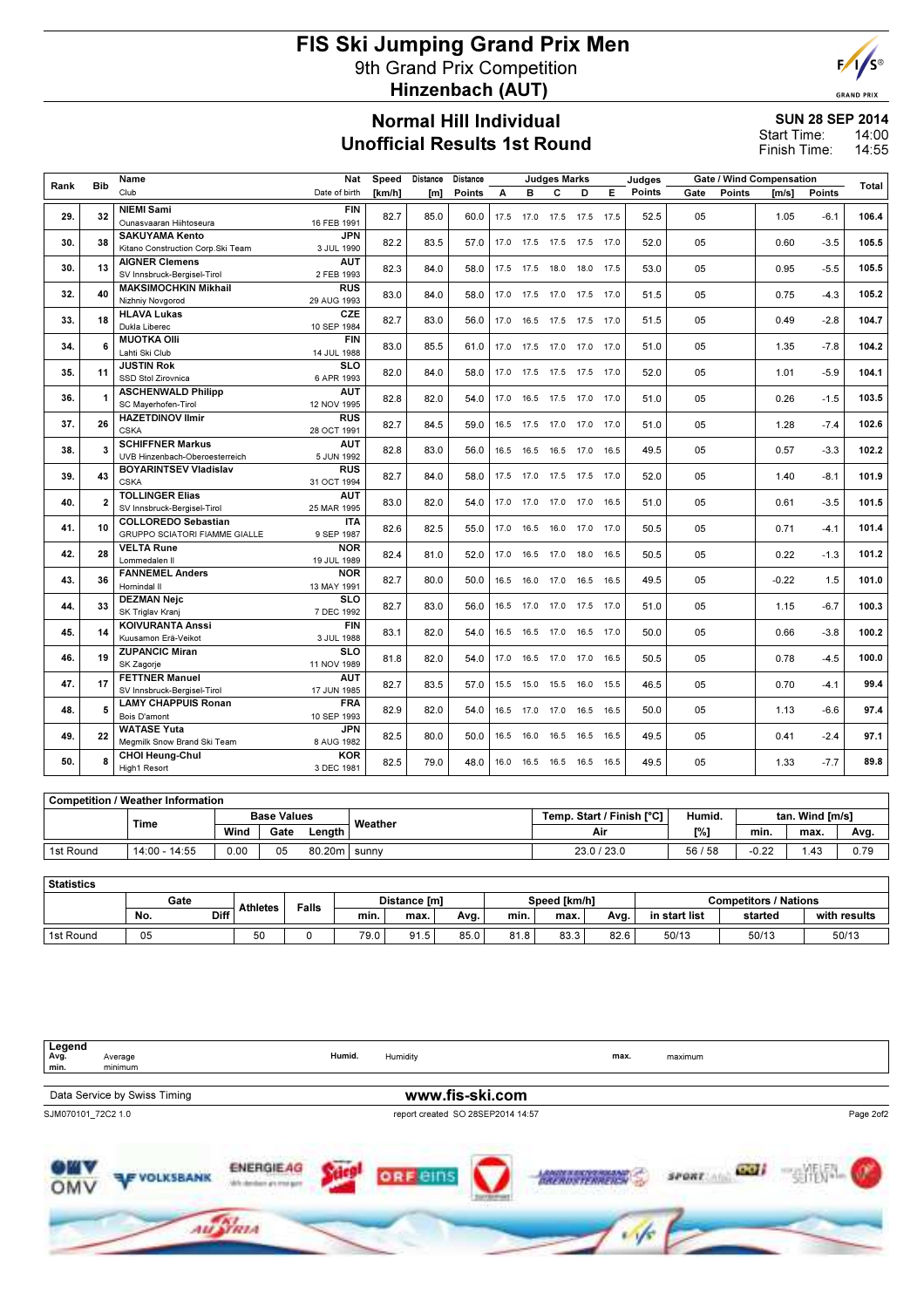# FIS Ski Jumping Grand Prix Men

## 9th Grand Prix Competition

## Hinzenbach (AUT)

### Normal Hill Individual
### Unofficial Results 1st Round

**SUN 28 SEP 2014**
Start Time: 14:00
Finish Time: 14:55

| Rank | Bib | Name / Club | Nat / Date of birth | Speed [km/h] | Distance [m] | Distance Points | A | B | C | D | E | Judges Points | Gate | Gate Points | Wind [m/s] | Wind Points | Total |
|---|---|---|---|---|---|---|---|---|---|---|---|---|---|---|---|---|---|
| 29. | 32 | **NIEMI Sami** Ounasvaaran Hiihtoseura | FIN 16 FEB 1991 | 82.7 | 85.0 | 60.0 | 17.5 | 17.0 | 17.5 | 17.5 | 17.5 | 52.5 | 05 | | 1.05 | -6.1 | **106.4** |
| 30. | 38 | **SAKUYAMA Kento** Kitano Construction Corp.Ski Team | JPN 3 JUL 1990 | 82.2 | 83.5 | 57.0 | 17.0 | 17.5 | 17.5 | 17.5 | 17.0 | 52.0 | 05 | | 0.60 | -3.5 | **105.5** |
| 30. | 13 | **AIGNER Clemens** SV Innsbruck-Bergisel-Tirol | AUT 2 FEB 1993 | 82.3 | 84.0 | 58.0 | 17.5 | 17.5 | 18.0 | 18.0 | 17.5 | 53.0 | 05 | | 0.95 | -5.5 | **105.5** |
| 32. | 40 | **MAKSIMOCHKIN Mikhail** Nizhniy Novgorod | RUS 29 AUG 1993 | 83.0 | 84.0 | 58.0 | 17.0 | 17.5 | 17.0 | 17.5 | 17.0 | 51.5 | 05 | | 0.75 | -4.3 | **105.2** |
| 33. | 18 | **HLAVA Lukas** Dukla Liberec | CZE 10 SEP 1984 | 82.7 | 83.0 | 56.0 | 17.0 | 16.5 | 17.5 | 17.5 | 17.0 | 51.5 | 05 | | 0.49 | -2.8 | **104.7** |
| 34. | 6 | **MUOTKA Olli** Lahti Ski Club | FIN 14 JUL 1988 | 83.0 | 85.5 | 61.0 | 17.0 | 17.5 | 17.0 | 17.0 | 17.0 | 51.0 | 05 | | 1.35 | -7.8 | **104.2** |
| 35. | 11 | **JUSTIN Rok** SSD Stol Zirovnica | SLO 6 APR 1993 | 82.0 | 84.0 | 58.0 | 17.0 | 17.5 | 17.5 | 17.5 | 17.0 | 52.0 | 05 | | 1.01 | -5.9 | **104.1** |
| 36. | 1 | **ASCHENWALD Philipp** SC Mayerhofen-Tirol | AUT 12 NOV 1995 | 82.8 | 82.0 | 54.0 | 17.0 | 16.5 | 17.5 | 17.0 | 17.0 | 51.0 | 05 | | 0.26 | -1.5 | **103.5** |
| 37. | 26 | **HAZETDINOV Ilmir** CSKA | RUS 28 OCT 1991 | 82.7 | 84.5 | 59.0 | 16.5 | 17.5 | 17.0 | 17.0 | 17.0 | 51.0 | 05 | | 1.28 | -7.4 | **102.6** |
| 38. | 3 | **SCHIFFNER Markus** UVB Hinzenbach-Oberoesterreich | AUT 5 JUN 1992 | 82.8 | 83.0 | 56.0 | 16.5 | 16.5 | 16.5 | 17.0 | 16.5 | 49.5 | 05 | | 0.57 | -3.3 | **102.2** |
| 39. | 43 | **BOYARINTSEV Vladislav** CSKA | RUS 31 OCT 1994 | 82.7 | 84.0 | 58.0 | 17.5 | 17.0 | 17.5 | 17.5 | 17.0 | 52.0 | 05 | | 1.40 | -8.1 | **101.9** |
| 40. | 2 | **TOLLINGER Elias** SV Innsbruck-Bergisel-Tirol | AUT 25 MAR 1995 | 83.0 | 82.0 | 54.0 | 17.0 | 17.0 | 17.0 | 17.0 | 16.5 | 51.0 | 05 | | 0.61 | -3.5 | **101.5** |
| 41. | 10 | **COLLOREDO Sebastian** GRUPPO SCIATORI FIAMME GIALLE | ITA 9 SEP 1987 | 82.6 | 82.5 | 55.0 | 17.0 | 16.5 | 16.0 | 17.0 | 17.0 | 50.5 | 05 | | 0.71 | -4.1 | **101.4** |
| 42. | 28 | **VELTA Rune** Lommedalen Il | NOR 19 JUL 1989 | 82.4 | 81.0 | 52.0 | 17.0 | 16.5 | 17.0 | 18.0 | 16.5 | 50.5 | 05 | | 0.22 | -1.3 | **101.2** |
| 43. | 36 | **FANNEMEL Anders** Hornindal Il | NOR 13 MAY 1991 | 82.7 | 80.0 | 50.0 | 16.5 | 16.0 | 17.0 | 16.5 | 16.5 | 49.5 | 05 | | -0.22 | 1.5 | **101.0** |
| 44. | 33 | **DEZMAN Nejc** SK Triglav Kranj | SLO 7 DEC 1992 | 82.7 | 83.0 | 56.0 | 16.5 | 17.0 | 17.0 | 17.5 | 17.0 | 51.0 | 05 | | 1.15 | -6.7 | **100.3** |
| 45. | 14 | **KOIVURANTA Anssi** Kuusamon Erä-Veikot | FIN 3 JUL 1988 | 83.1 | 82.0 | 54.0 | 16.5 | 16.5 | 17.0 | 16.5 | 17.0 | 50.0 | 05 | | 0.66 | -3.8 | **100.2** |
| 46. | 19 | **ZUPANCIC Miran** SK Zagorje | SLO 11 NOV 1989 | 81.8 | 82.0 | 54.0 | 17.0 | 16.5 | 17.0 | 17.0 | 16.5 | 50.5 | 05 | | 0.78 | -4.5 | **100.0** |
| 47. | 17 | **FETTNER Manuel** SV Innsbruck-Bergisel-Tirol | AUT 17 JUN 1985 | 82.7 | 83.5 | 57.0 | 15.5 | 15.0 | 15.5 | 16.0 | 15.5 | 46.5 | 05 | | 0.70 | -4.1 | **99.4** |
| 48. | 5 | **LAMY CHAPPUIS Ronan** Bois D'amont | FRA 10 SEP 1993 | 82.9 | 82.0 | 54.0 | 16.5 | 17.0 | 17.0 | 16.5 | 16.5 | 50.0 | 05 | | 1.13 | -6.6 | **97.4** |
| 49. | 22 | **WATASE Yuta** Megmilk Snow Brand Ski Team | JPN 8 AUG 1982 | 82.5 | 80.0 | 50.0 | 16.5 | 16.0 | 16.5 | 16.5 | 16.5 | 49.5 | 05 | | 0.41 | -2.4 | **97.1** |
| 50. | 8 | **CHOI Heung-Chul** High1 Resort | KOR 3 DEC 1981 | 82.5 | 79.0 | 48.0 | 16.0 | 16.5 | 16.5 | 16.5 | 16.5 | 49.5 | 05 | | 1.33 | -7.7 | **89.8** |

### Competition / Weather Information

| | Time | Base Values | | | Weather | Temp. Start / Finish [°C] | Humid. | tan. Wind [m/s] | | |
|---|---|---|---|---|---|---|---|---|---|---|
| | | Wind | Gate | Length | | Air | [%] | min. | max. | Avg. |
| 1st Round | 14:00 - 14:55 | 0.00 | 05 | 80.20m | sunny | 23.0 / 23.0 | 56 / 58 | -0.22 | 1.43 | 0.79 |

### Statistics

| | Gate | | Athletes | Falls | Distance [m] | | | Speed [km/h] | | | Competitors / Nations | | |
|---|---|---|---|---|---|---|---|---|---|---|---|---|---|
| | No. | Diff | | | min. | max. | Avg. | min. | max. | Avg. | in start list | started | with results |
| 1st Round | 05 | | 50 | 0 | 79.0 | 91.5 | 85.0 | 81.8 | 83.3 | 82.6 | 50/13 | 50/13 | 50/13 |

**Legend**
Avg. Average
min. minimum
Humid. Humidity
max. maximum

Data Service by Swiss Timing — www.fis-ski.com

SJM070101_72C2 1.0 — report created SO 28SEP2014 14:57